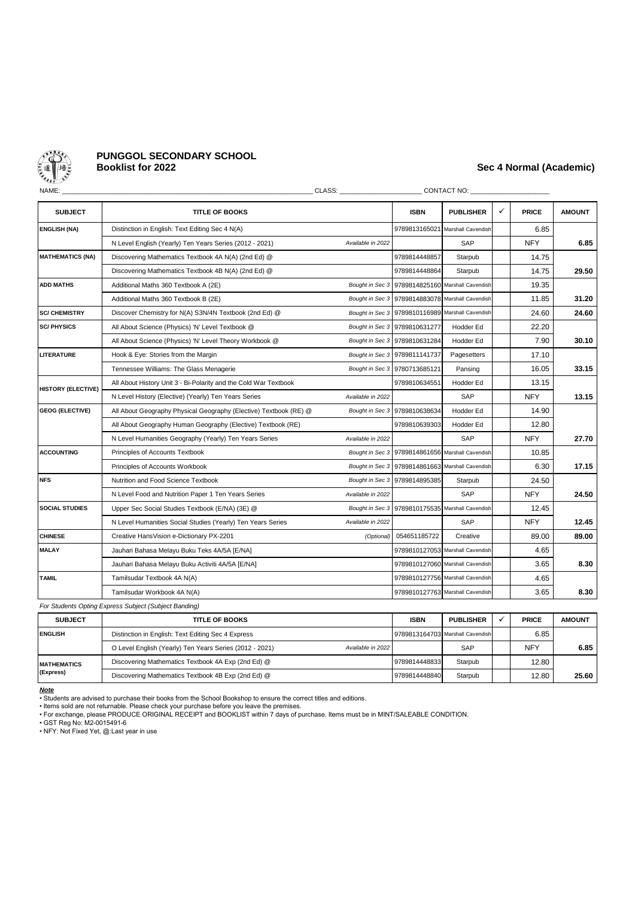# PUNGGOL SECONDARY SCHOOL

## Booklist for 2022

**Sec 4 Normal (Academic)**

NAME: ______________________ CLASS: ______________ CONTACT NO: ______________

| SUBJECT | TITLE OF BOOKS | | ISBN | PUBLISHER | ✓ | PRICE | AMOUNT |
|---|---|---|---|---|---|---|---|
| **ENGLISH (NA)** | Distinction in English: Text Editing Sec 4 N(A) | | 9789813165021 | Marshall Cavendish | | 6.85 | |
| | N Level English (Yearly) Ten Years Series (2012 - 2021) | *Available in 2022* | | SAP | | NFY | **6.85** |
| **MATHEMATICS (NA)** | Discovering Mathematics Textbook 4A N(A) (2nd Ed) @ | | 9789814448857 | Starpub | | 14.75 | |
| | Discovering Mathematics Textbook 4B N(A) (2nd Ed) @ | | 9789814448864 | Starpub | | 14.75 | **29.50** |
| **ADD MATHS** | Additional Maths 360 Textbook A (2E) | *Bought in Sec 3* | 9789814825160 | Marshall Cavendish | | 19.35 | |
| | Additional Maths 360 Textbook B (2E) | *Bought in Sec 3* | 9789814883078 | Marshall Cavendish | | 11.85 | **31.20** |
| **SC/ CHEMISTRY** | Discover Chemistry for N(A) S3N/4N Textbook (2nd Ed) @ | *Bought in Sec 3* | 9789810116989 | Marshall Cavendish | | 24.60 | **24.60** |
| **SC/ PHYSICS** | All About Science (Physics) 'N' Level Textbook @ | *Bought in Sec 3* | 9789810631277 | Hodder Ed | | 22.20 | |
| | All About Science (Physics) 'N' Level Theory Workbook @ | *Bought in Sec 3* | 9789810631284 | Hodder Ed | | 7.90 | **30.10** |
| **LITERATURE** | Hook & Eye: Stories from the Margin | *Bought in Sec 3* | 9789811141737 | Pagesetters | | 17.10 | |
| | Tennessee Williams: The Glass Menagerie | *Bought in Sec 3* | 9780713685121 | Pansing | | 16.05 | **33.15** |
| **HISTORY (ELECTIVE)** | All About History Unit 3 - Bi-Polarity and the Cold War Textbook | | 9789810634551 | Hodder Ed | | 13.15 | |
| | N Level History (Elective) (Yearly) Ten Years Series | *Available in 2022* | | SAP | | NFY | **13.15** |
| **GEOG (ELECTIVE)** | All About Geography Physical Geography (Elective) Textbook (RE) @ | *Bought in Sec 3* | 9789810638634 | Hodder Ed | | 14.90 | |
| | All About Geography Human Geography (Elective) Textbook (RE) | | 9789810639303 | Hodder Ed | | 12.80 | |
| | N Level Humanities Geography (Yearly) Ten Years Series | *Available in 2022* | | SAP | | NFY | **27.70** |
| **ACCOUNTING** | Principles of Accounts Textbook | *Bought in Sec 3* | 9789814861656 | Marshall Cavendish | | 10.85 | |
| | Principles of Accounts Workbook | *Bought in Sec 3* | 9789814861663 | Marshall Cavendish | | 6.30 | **17.15** |
| **NFS** | Nutrition and Food Science Textbook | *Bought in Sec 3* | 9789814895385 | Starpub | | 24.50 | |
| | N Level Food and Nutrition Paper 1 Ten Years Series | *Available in 2022* | | SAP | | NFY | **24.50** |
| **SOCIAL STUDIES** | Upper Sec Social Studies Textbook (E/NA) (3E) @ | *Bought in Sec 3* | 9789810175535 | Marshall Cavendish | | 12.45 | |
| | N Level Humanities Social Studies (Yearly) Ten Years Series | *Available in 2022* | | SAP | | NFY | **12.45** |
| **CHINESE** | Creative HansVision e-Dictionary PX-2201 | *(Optional)* | 054651185722 | Creative | | 89.00 | **89.00** |
| **MALAY** | Jauhari Bahasa Melayu Buku Teks 4A/5A [E/NA] | | 9789810127053 | Marshall Cavendish | | 4.65 | |
| | Jauhari Bahasa Melayu Buku Activiti 4A/5A [E/NA] | | 9789810127060 | Marshall Cavendish | | 3.65 | **8.30** |
| **TAMIL** | Tamilsudar Textbook 4A N(A) | | 9789810127756 | Marshall Cavendish | | 4.65 | |
| | Tamilsudar Workbook 4A N(A) | | 9789810127763 | Marshall Cavendish | | 3.65 | **8.30** |

*For Students Opting Express Subject (Subject Banding)*

| SUBJECT | TITLE OF BOOKS | | ISBN | PUBLISHER | ✓ | PRICE | AMOUNT |
|---|---|---|---|---|---|---|---|
| **ENGLISH** | Distinction in English: Text Editing Sec 4 Express | | 9789813164703 | Marshall Cavendish | | 6.85 | |
| | O Level English (Yearly) Ten Years Series (2012 - 2021) | *Available in 2022* | | SAP | | NFY | **6.85** |
| **MATHEMATICS (Express)** | Discovering Mathematics Textbook 4A Exp (2nd Ed) @ | | 9789814448833 | Starpub | | 12.80 | |
| | Discovering Mathematics Textbook 4B Exp (2nd Ed) @ | | 9789814448840 | Starpub | | 12.80 | **25.60** |

***Note***

- Students are advised to purchase their books from the School Bookshop to ensure the correct titles and editions.
- Items sold are not returnable. Please check your purchase before you leave the premises.
- For exchange, please PRODUCE ORIGINAL RECEIPT and BOOKLIST within 7 days of purchase. Items must be in MINT/SALEABLE CONDITION.
- GST Reg No: M2-0015491-6
- NFY: Not Fixed Yet, @:Last year in use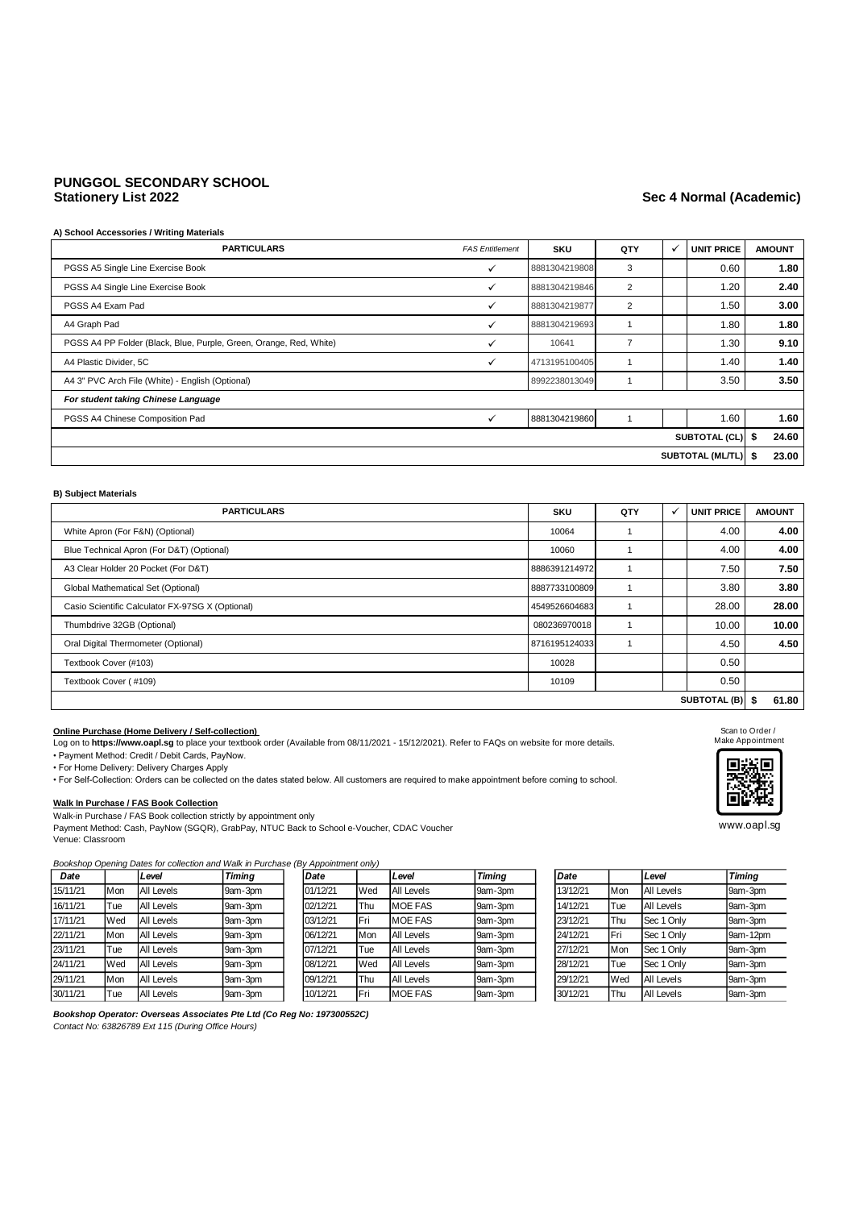# PUNGGOL SECONDARY SCHOOL

**Stationery List 2022**

**Sec 4 Normal (Academic)**

**A) School Accessories / Writing Materials**

| PARTICULARS | FAS Entitlement | SKU | QTY | ✓ | UNIT PRICE | AMOUNT |
|---|---|---|---|---|---|---|
| PGSS A5 Single Line Exercise Book | ✓ | 8881304219808 | 3 | | 0.60 | 1.80 |
| PGSS A4 Single Line Exercise Book | ✓ | 8881304219846 | 2 | | 1.20 | 2.40 |
| PGSS A4 Exam Pad | ✓ | 8881304219877 | 2 | | 1.50 | 3.00 |
| A4 Graph Pad | ✓ | 8881304219693 | 1 | | 1.80 | 1.80 |
| PGSS A4 PP Folder (Black, Blue, Purple, Green, Orange, Red, White) | ✓ | 10641 | 7 | | 1.30 | 9.10 |
| A4 Plastic Divider, 5C | ✓ | 4713195100405 | 1 | | 1.40 | 1.40 |
| A4 3" PVC Arch File (White) - English (Optional) | | 8992238013049 | 1 | | 3.50 | 3.50 |
| ***For student taking Chinese Language*** | | | | | | |
| PGSS A4 Chinese Composition Pad | ✓ | 8881304219860 | 1 | | 1.60 | 1.60 |
| | | | | | **SUBTOTAL (CL)** | **$ 24.60** |
| | | | | | **SUBTOTAL (ML/TL)** | **$ 23.00** |

**B) Subject Materials**

| PARTICULARS | SKU | QTY | ✓ | UNIT PRICE | AMOUNT |
|---|---|---|---|---|---|
| White Apron (For F&N) (Optional) | 10064 | 1 | | 4.00 | 4.00 |
| Blue Technical Apron (For D&T) (Optional) | 10060 | 1 | | 4.00 | 4.00 |
| A3 Clear Holder 20 Pocket (For D&T) | 8886391214972 | 1 | | 7.50 | 7.50 |
| Global Mathematical Set (Optional) | 8887733100809 | 1 | | 3.80 | 3.80 |
| Casio Scientific Calculator FX-97SG X (Optional) | 4549526604683 | 1 | | 28.00 | 28.00 |
| Thumbdrive 32GB (Optional) | 080236970018 | 1 | | 10.00 | 10.00 |
| Oral Digital Thermometer (Optional) | 8716195124033 | 1 | | 4.50 | 4.50 |
| Textbook Cover (#103) | 10028 | | | 0.50 | |
| Textbook Cover ( #109) | 10109 | | | 0.50 | |
| | | | | **SUBTOTAL (B)** | **$ 61.80** |

**Online Purchase (Home Delivery / Self-collection)**

Log on to **https://www.oapl.sg** to place your textbook order (Available from 08/11/2021 - 15/12/2021). Refer to FAQs on website for more details.

- Payment Method: Credit / Debit Cards, PayNow.
- For Home Delivery: Delivery Charges Apply
- For Self-Collection: Orders can be collected on the dates stated below. All customers are required to make appointment before coming to school.

Scan to Order / Make Appointment

www.oapl.sg

**Walk In Purchase / FAS Book Collection**

Walk-in Purchase / FAS Book collection strictly by appointment only

Payment Method: Cash, PayNow (SGQR), GrabPay, NTUC Back to School e-Voucher, CDAC Voucher

Venue: Classroom

*Bookshop Opening Dates for collection and Walk in Purchase (By Appointment only)*

| Date | | Level | Timing |
|---|---|---|---|
| 15/11/21 | Mon | All Levels | 9am-3pm |
| 16/11/21 | Tue | All Levels | 9am-3pm |
| 17/11/21 | Wed | All Levels | 9am-3pm |
| 22/11/21 | Mon | All Levels | 9am-3pm |
| 23/11/21 | Tue | All Levels | 9am-3pm |
| 24/11/21 | Wed | All Levels | 9am-3pm |
| 29/11/21 | Mon | All Levels | 9am-3pm |
| 30/11/21 | Tue | All Levels | 9am-3pm |
| 01/12/21 | Wed | All Levels | 9am-3pm |
| 02/12/21 | Thu | MOE FAS | 9am-3pm |
| 03/12/21 | Fri | MOE FAS | 9am-3pm |
| 06/12/21 | Mon | All Levels | 9am-3pm |
| 07/12/21 | Tue | All Levels | 9am-3pm |
| 08/12/21 | Wed | All Levels | 9am-3pm |
| 09/12/21 | Thu | All Levels | 9am-3pm |
| 10/12/21 | Fri | MOE FAS | 9am-3pm |
| 13/12/21 | Mon | All Levels | 9am-3pm |
| 14/12/21 | Tue | All Levels | 9am-3pm |
| 23/12/21 | Thu | Sec 1 Only | 9am-3pm |
| 24/12/21 | Fri | Sec 1 Only | 9am-12pm |
| 27/12/21 | Mon | Sec 1 Only | 9am-3pm |
| 28/12/21 | Tue | Sec 1 Only | 9am-3pm |
| 29/12/21 | Wed | All Levels | 9am-3pm |
| 30/12/21 | Thu | All Levels | 9am-3pm |

***Bookshop Operator: Overseas Associates Pte Ltd (Co Reg No: 197300552C)***

*Contact No: 63826789 Ext 115 (During Office Hours)*